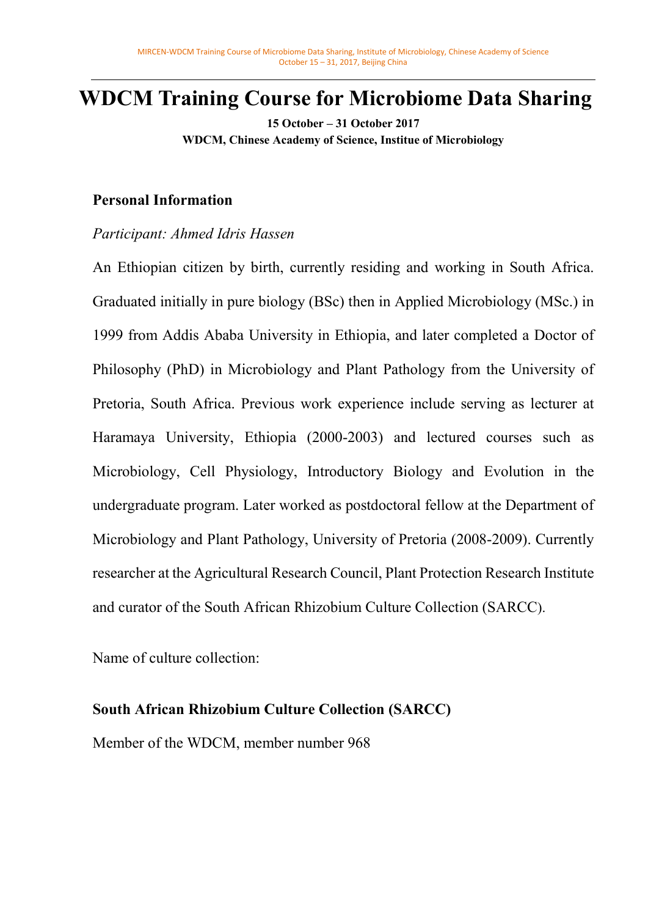# WDCM Training Course for Microbiome Data Sharing

**15 October – 31 October 2017**

**WDCM, Chinese Academy of Science, Institue of Microbiology**

## Personal Information

*Participant: Ahmed Idris Hassen*

An Ethiopian citizen by birth, currently residing and working in South Africa. Graduated initially in pure biology (BSc) then in Applied Microbiology (MSc.) in 1999 from Addis Ababa University in Ethiopia, and later completed a Doctor of Philosophy (PhD) in Microbiology and Plant Pathology from the University of Pretoria, South Africa. Previous work experience include serving as lecturer at Haramaya University, Ethiopia (2000-2003) and lectured courses such as Microbiology, Cell Physiology, Introductory Biology and Evolution in the undergraduate program. Later worked as postdoctoral fellow at the Department of Microbiology and Plant Pathology, University of Pretoria (2008-2009). Currently researcher at the Agricultural Research Council, Plant Protection Research Institute and curator of the South African Rhizobium Culture Collection (SARCC).

Name of culture collection:

**South African Rhizobium Culture Collection (SARCC)**

Member of the WDCM, member number 968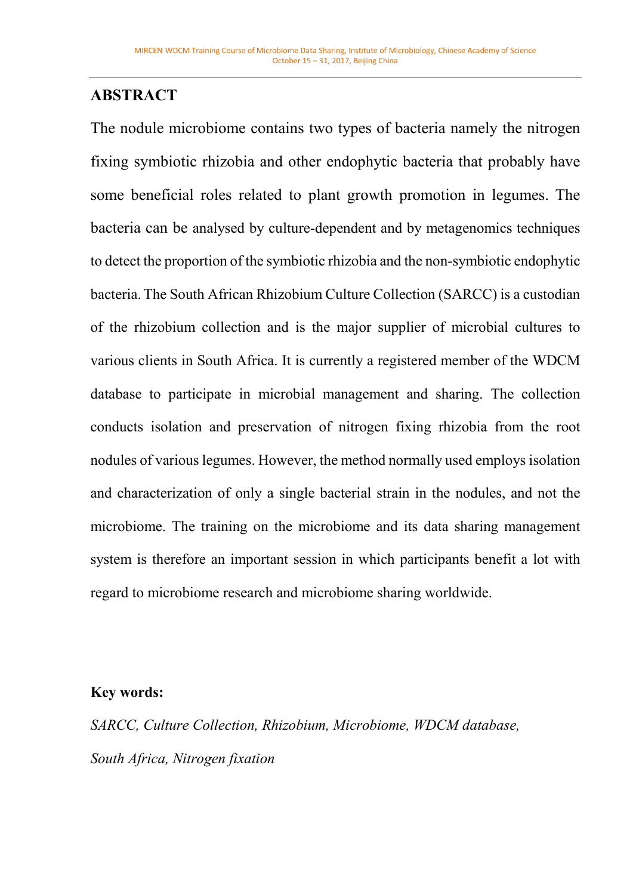## ABSTRACT

The nodule microbiome contains two types of bacteria namely the nitrogen fixing symbiotic rhizobia and other endophytic bacteria that probably have some beneficial roles related to plant growth promotion in legumes. The bacteria can be analysed by culture-dependent and by metagenomics techniques to detect the proportion of the symbiotic rhizobia and the non-symbiotic endophytic bacteria. The South African Rhizobium Culture Collection (SARCC) is a custodian of the rhizobium collection and is the major supplier of microbial cultures to various clients in South Africa. It is currently a registered member of the WDCM database to participate in microbial management and sharing. The collection conducts isolation and preservation of nitrogen fixing rhizobia from the root nodules of various legumes. However, the method normally used employs isolation and characterization of only a single bacterial strain in the nodules, and not the microbiome. The training on the microbiome and its data sharing management system is therefore an important session in which participants benefit a lot with regard to microbiome research and microbiome sharing worldwide.

**Key words:**

*SARCC, Culture Collection, Rhizobium, Microbiome, WDCM database, South Africa, Nitrogen fixation*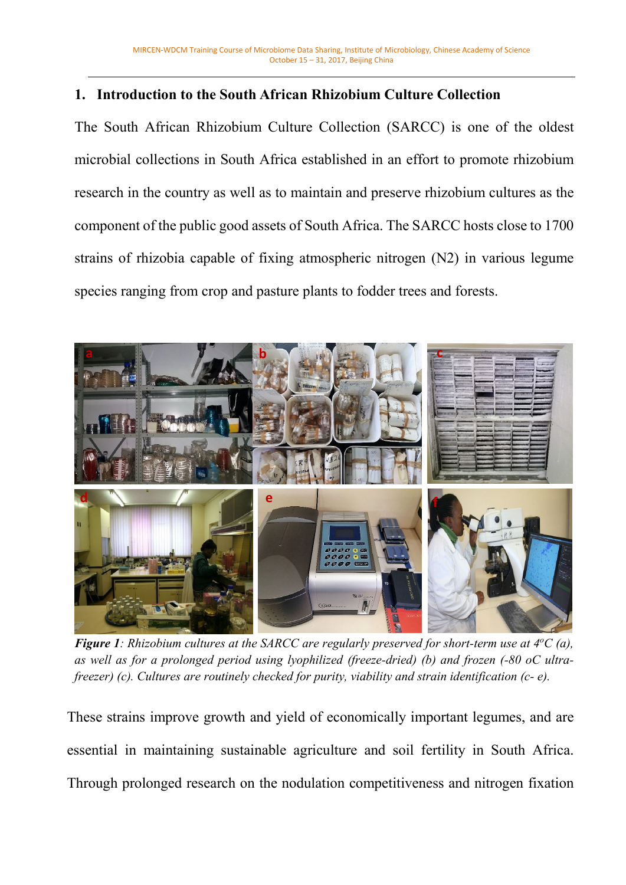## 1. Introduction to the South African Rhizobium Culture Collection

The South African Rhizobium Culture Collection (SARCC) is one of the oldest microbial collections in South Africa established in an effort to promote rhizobium research in the country as well as to maintain and preserve rhizobium cultures as the component of the public good assets of South Africa. The SARCC hosts close to 1700 strains of rhizobia capable of fixing atmospheric nitrogen (N2) in various legume species ranging from crop and pasture plants to fodder trees and forests.

***Figure 1****: Rhizobium cultures at the SARCC are regularly preserved for short-term use at 4$^{o}$C (a), as well as for a prolonged period using lyophilized (freeze-dried) (b) and frozen (-80 oC ultra-freezer) (c). Cultures are routinely checked for purity, viability and strain identification (c- e).*

These strains improve growth and yield of economically important legumes, and are essential in maintaining sustainable agriculture and soil fertility in South Africa. Through prolonged research on the nodulation competitiveness and nitrogen fixation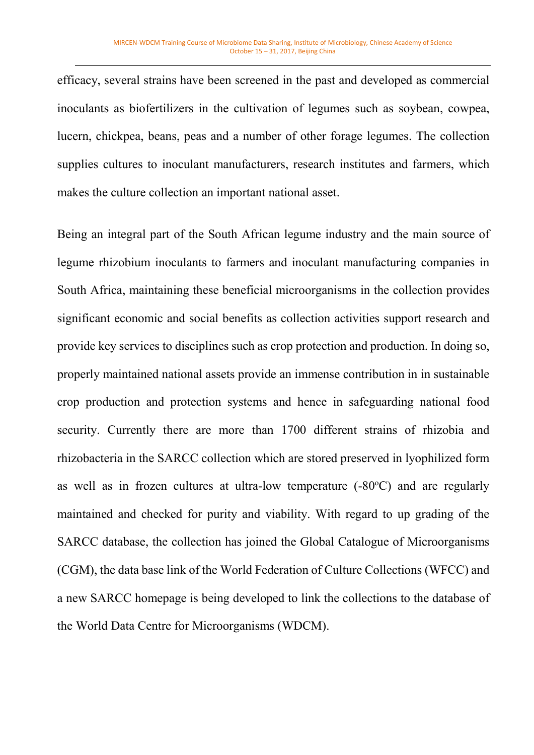efficacy, several strains have been screened in the past and developed as commercial inoculants as biofertilizers in the cultivation of legumes such as soybean, cowpea, lucern, chickpea, beans, peas and a number of other forage legumes. The collection supplies cultures to inoculant manufacturers, research institutes and farmers, which makes the culture collection an important national asset.

Being an integral part of the South African legume industry and the main source of legume rhizobium inoculants to farmers and inoculant manufacturing companies in South Africa, maintaining these beneficial microorganisms in the collection provides significant economic and social benefits as collection activities support research and provide key services to disciplines such as crop protection and production. In doing so, properly maintained national assets provide an immense contribution in in sustainable crop production and protection systems and hence in safeguarding national food security. Currently there are more than 1700 different strains of rhizobia and rhizobacteria in the SARCC collection which are stored preserved in lyophilized form as well as in frozen cultures at ultra-low temperature (-80ºC) and are regularly maintained and checked for purity and viability. With regard to up grading of the SARCC database, the collection has joined the Global Catalogue of Microorganisms (CGM), the data base link of the World Federation of Culture Collections (WFCC) and a new SARCC homepage is being developed to link the collections to the database of the World Data Centre for Microorganisms (WDCM).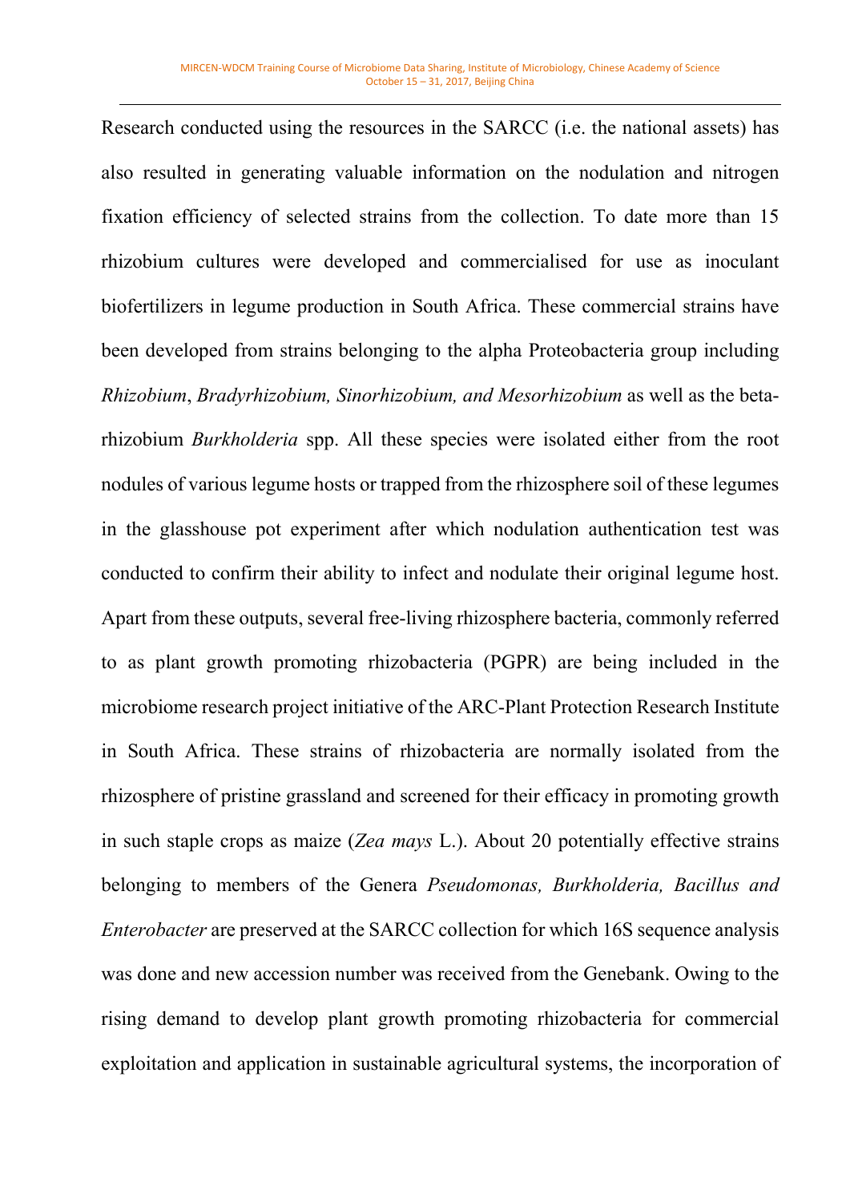Research conducted using the resources in the SARCC (i.e. the national assets) has also resulted in generating valuable information on the nodulation and nitrogen fixation efficiency of selected strains from the collection. To date more than 15 rhizobium cultures were developed and commercialised for use as inoculant biofertilizers in legume production in South Africa. These commercial strains have been developed from strains belonging to the alpha Proteobacteria group including *Rhizobium*, *Bradyrhizobium, Sinorhizobium, and Mesorhizobium* as well as the beta-rhizobium *Burkholderia* spp. All these species were isolated either from the root nodules of various legume hosts or trapped from the rhizosphere soil of these legumes in the glasshouse pot experiment after which nodulation authentication test was conducted to confirm their ability to infect and nodulate their original legume host. Apart from these outputs, several free-living rhizosphere bacteria, commonly referred to as plant growth promoting rhizobacteria (PGPR) are being included in the microbiome research project initiative of the ARC-Plant Protection Research Institute in South Africa. These strains of rhizobacteria are normally isolated from the rhizosphere of pristine grassland and screened for their efficacy in promoting growth in such staple crops as maize (*Zea mays* L.). About 20 potentially effective strains belonging to members of the Genera *Pseudomonas, Burkholderia, Bacillus and Enterobacter* are preserved at the SARCC collection for which 16S sequence analysis was done and new accession number was received from the Genebank. Owing to the rising demand to develop plant growth promoting rhizobacteria for commercial exploitation and application in sustainable agricultural systems, the incorporation of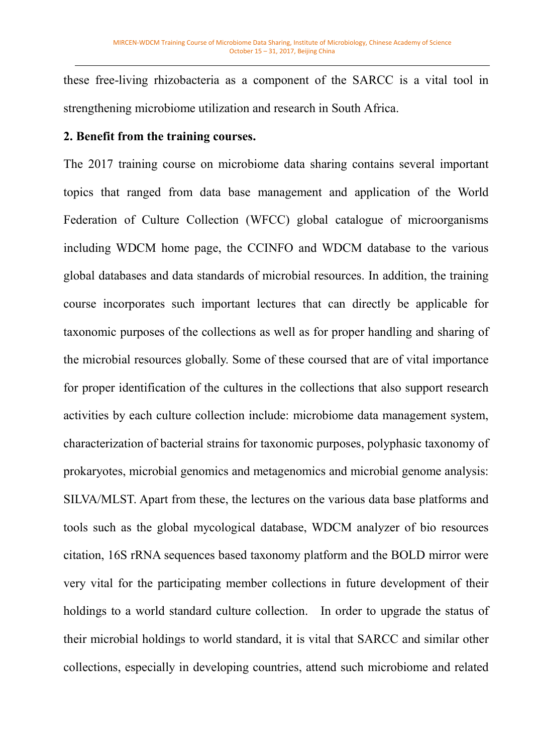these free-living rhizobacteria as a component of the SARCC is a vital tool in strengthening microbiome utilization and research in South Africa.

**2. Benefit from the training courses.**

The 2017 training course on microbiome data sharing contains several important topics that ranged from data base management and application of the World Federation of Culture Collection (WFCC) global catalogue of microorganisms including WDCM home page, the CCINFO and WDCM database to the various global databases and data standards of microbial resources. In addition, the training course incorporates such important lectures that can directly be applicable for taxonomic purposes of the collections as well as for proper handling and sharing of the microbial resources globally. Some of these coursed that are of vital importance for proper identification of the cultures in the collections that also support research activities by each culture collection include: microbiome data management system, characterization of bacterial strains for taxonomic purposes, polyphasic taxonomy of prokaryotes, microbial genomics and metagenomics and microbial genome analysis: SILVA/MLST. Apart from these, the lectures on the various data base platforms and tools such as the global mycological database, WDCM analyzer of bio resources citation, 16S rRNA sequences based taxonomy platform and the BOLD mirror were very vital for the participating member collections in future development of their holdings to a world standard culture collection. In order to upgrade the status of their microbial holdings to world standard, it is vital that SARCC and similar other collections, especially in developing countries, attend such microbiome and related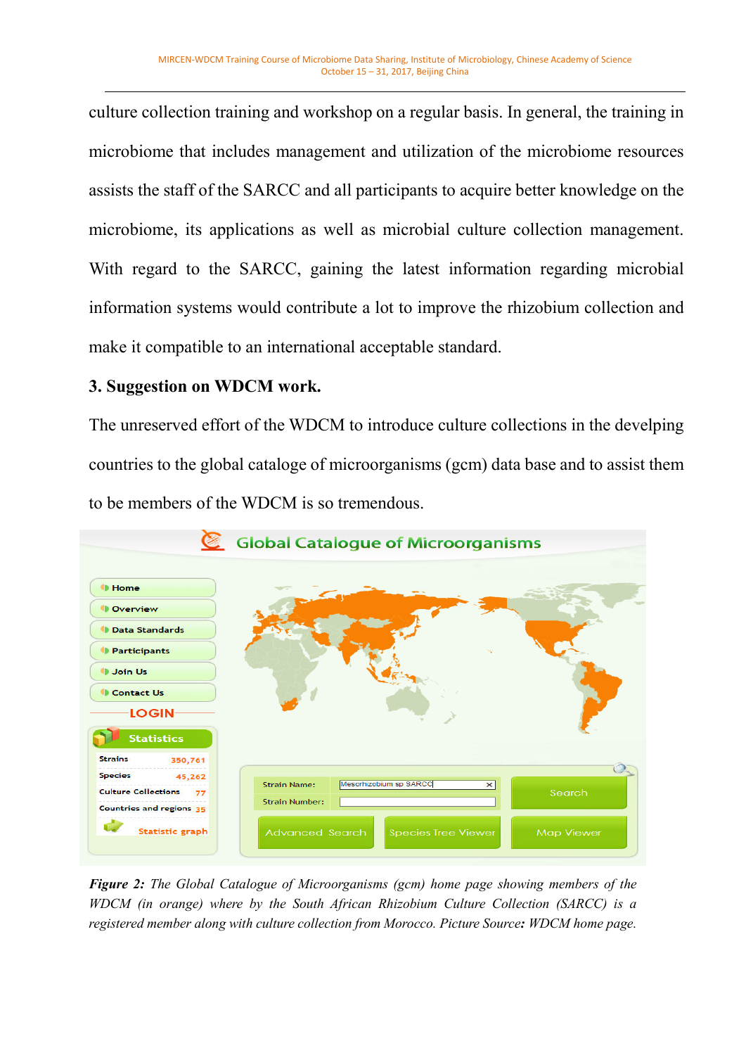culture collection training and workshop on a regular basis. In general, the training in microbiome that includes management and utilization of the microbiome resources assists the staff of the SARCC and all participants to acquire better knowledge on the microbiome, its applications as well as microbial culture collection management. With regard to the SARCC, gaining the latest information regarding microbial information systems would contribute a lot to improve the rhizobium collection and make it compatible to an international acceptable standard.

### 3. Suggestion on WDCM work.

The unreserved effort of the WDCM to introduce culture collections in the develping countries to the global catalog of microorganisms (gcm) data base and to assist them to be members of the WDCM is so tremendous.

***Figure 2:** The Global Catalogue of Microorganisms (gcm) home page showing members of the WDCM (in orange) where by the South African Rhizobium Culture Collection (SARCC) is a registered member along with culture collection from Morocco. Picture Source**:** WDCM home page.*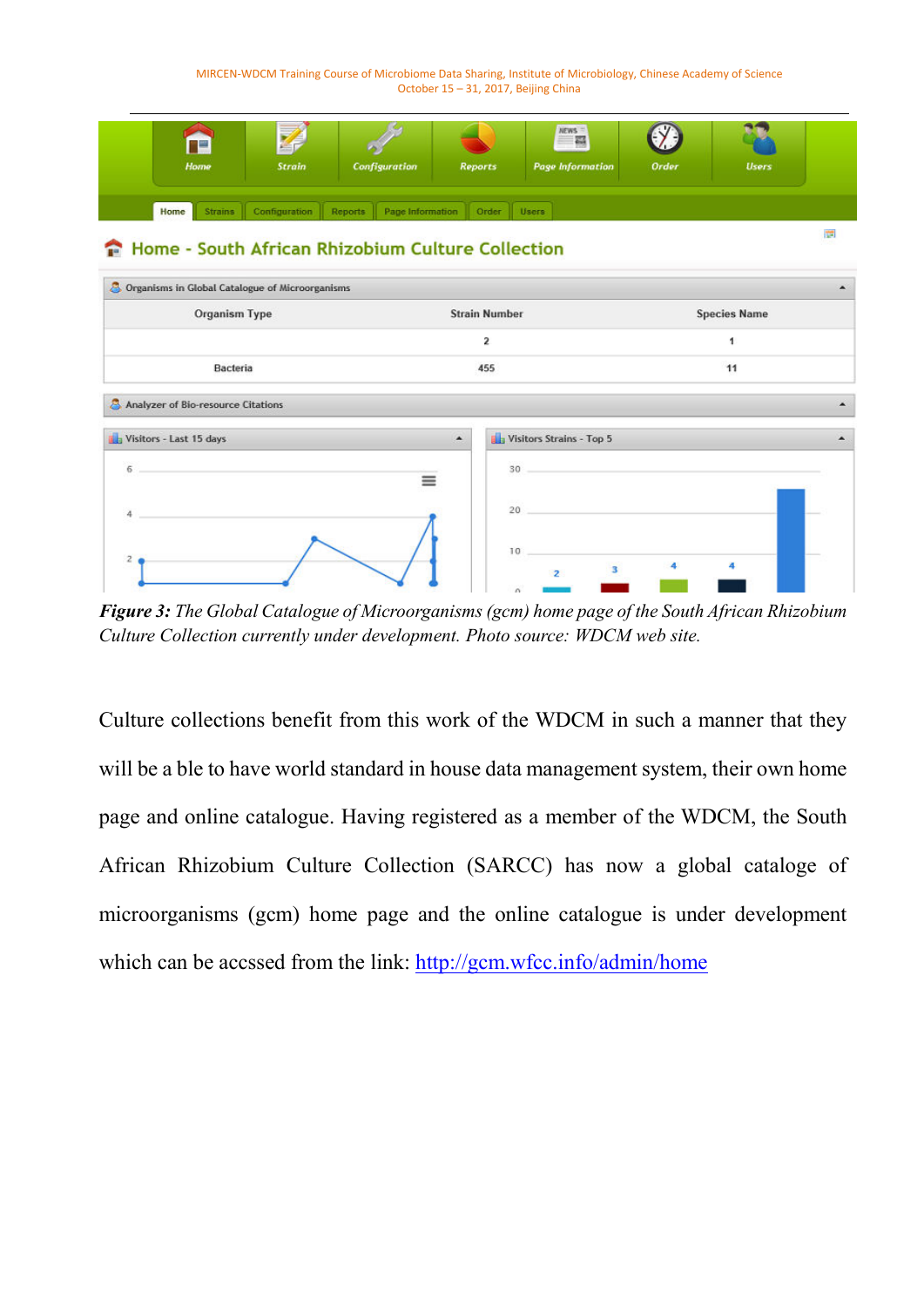***Figure 3:*** *The Global Catalogue of Microorganisms (gcm) home page of the South African Rhizobium Culture Collection currently under development. Photo source: WDCM web site.*

Culture collections benefit from this work of the WDCM in such a manner that they will be a ble to have world standard in house data management system, their own home page and online catalogue. Having registered as a member of the WDCM, the South African Rhizobium Culture Collection (SARCC) has now a global cataloge of microorganisms (gcm) home page and the online catalogue is under development which can be accssed from the link: http://gcm.wfcc.info/admin/home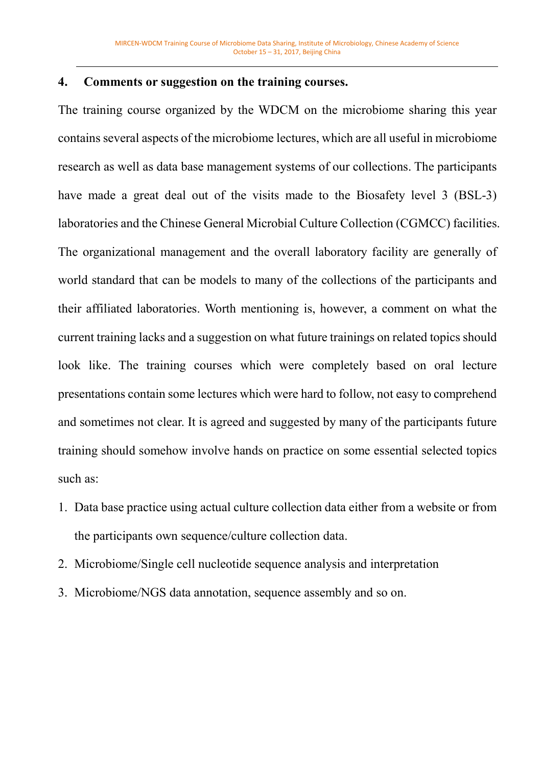## 4. Comments or suggestion on the training courses.

The training course organized by the WDCM on the microbiome sharing this year contains several aspects of the microbiome lectures, which are all useful in microbiome research as well as data base management systems of our collections. The participants have made a great deal out of the visits made to the Biosafety level 3 (BSL-3) laboratories and the Chinese General Microbial Culture Collection (CGMCC) facilities. The organizational management and the overall laboratory facility are generally of world standard that can be models to many of the collections of the participants and their affiliated laboratories. Worth mentioning is, however, a comment on what the current training lacks and a suggestion on what future trainings on related topics should look like. The training courses which were completely based on oral lecture presentations contain some lectures which were hard to follow, not easy to comprehend and sometimes not clear. It is agreed and suggested by many of the participants future training should somehow involve hands on practice on some essential selected topics such as:

1. Data base practice using actual culture collection data either from a website or from the participants own sequence/culture collection data.
2. Microbiome/Single cell nucleotide sequence analysis and interpretation
3. Microbiome/NGS data annotation, sequence assembly and so on.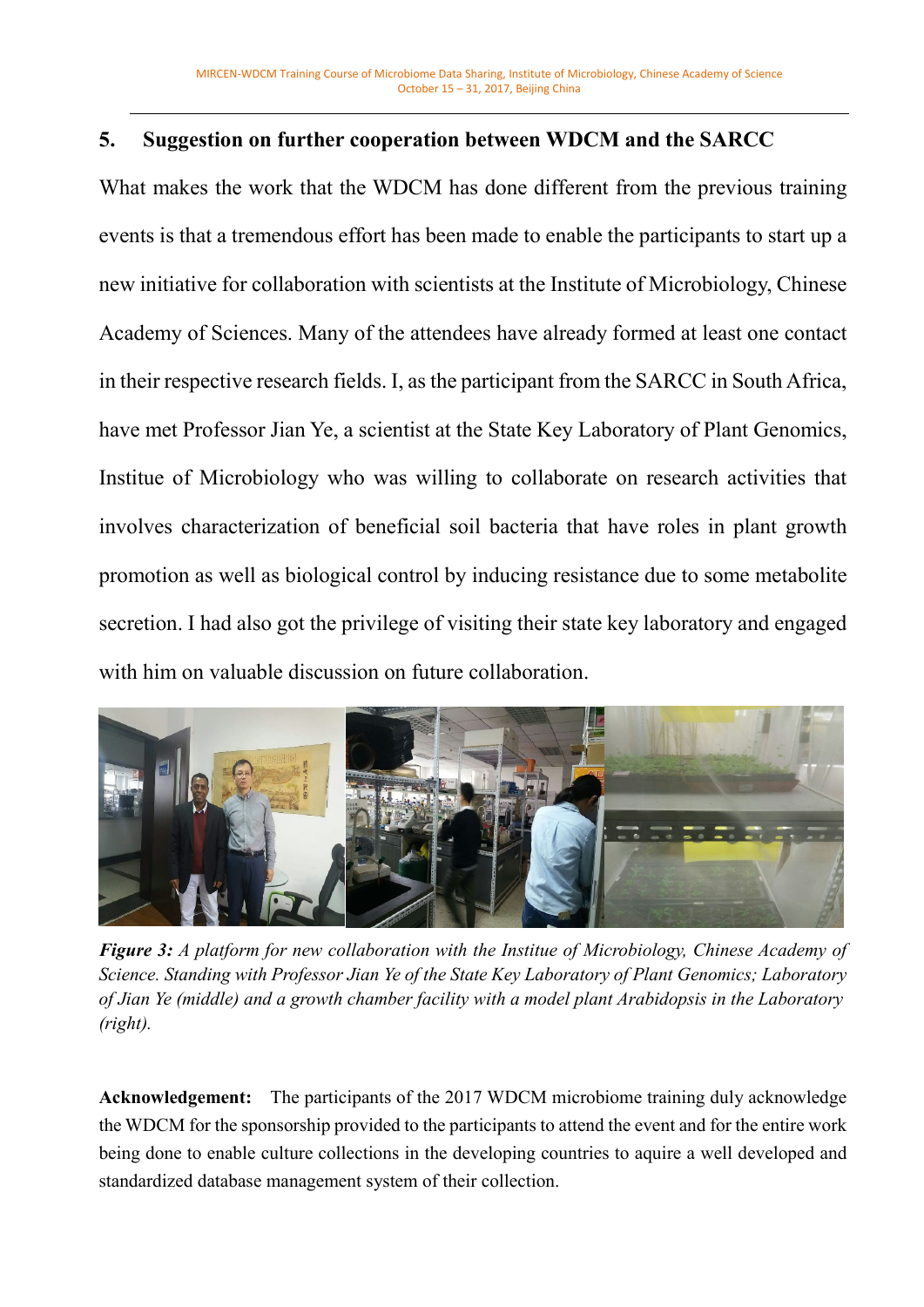## 5. Suggestion on further cooperation between WDCM and the SARCC

What makes the work that the WDCM has done different from the previous training events is that a tremendous effort has been made to enable the participants to start up a new initiative for collaboration with scientists at the Institute of Microbiology, Chinese Academy of Sciences. Many of the attendees have already formed at least one contact in their respective research fields. I, as the participant from the SARCC in South Africa, have met Professor Jian Ye, a scientist at the State Key Laboratory of Plant Genomics, Institue of Microbiology who was willing to collaborate on research activities that involves characterization of beneficial soil bacteria that have roles in plant growth promotion as well as biological control by inducing resistance due to some metabolite secretion. I had also got the privilege of visiting their state key laboratory and engaged with him on valuable discussion on future collaboration.

***Figure 3:*** *A platform for new collaboration with the Institue of Microbiology, Chinese Academy of Science. Standing with Professor Jian Ye of the State Key Laboratory of Plant Genomics; Laboratory of Jian Ye (middle) and a growth chamber facility with a model plant Arabidopsis in the Laboratory (right).*

**Acknowledgement:** The participants of the 2017 WDCM microbiome training duly acknowledge the WDCM for the sponsorship provided to the participants to attend the event and for the entire work being done to enable culture collections in the developing countries to aquire a well developed and standardized database management system of their collection.